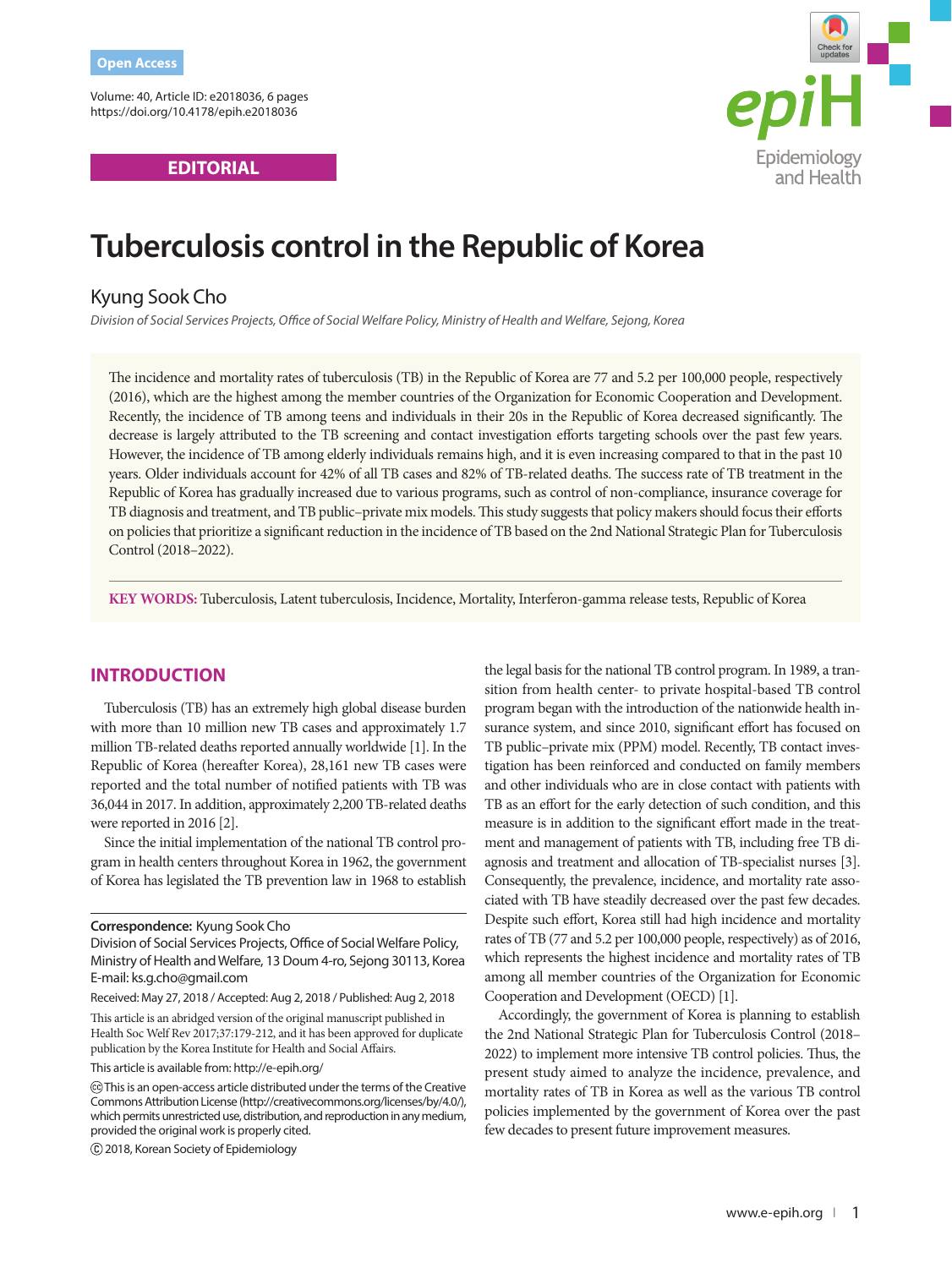Open Access

Volume: 40, Article ID: e2018036, 6 pages
https://doi.org/10.4178/epih.e2018036

EDITORIAL

# Tuberculosis control in the Republic of Korea

Kyung Sook Cho

*Division of Social Services Projects, Office of Social Welfare Policy, Ministry of Health and Welfare, Sejong, Korea*

The incidence and mortality rates of tuberculosis (TB) in the Republic of Korea are 77 and 5.2 per 100,000 people, respectively (2016), which are the highest among the member countries of the Organization for Economic Cooperation and Development. Recently, the incidence of TB among teens and individuals in their 20s in the Republic of Korea decreased significantly. The decrease is largely attributed to the TB screening and contact investigation efforts targeting schools over the past few years. However, the incidence of TB among elderly individuals remains high, and it is even increasing compared to that in the past 10 years. Older individuals account for 42% of all TB cases and 82% of TB-related deaths. The success rate of TB treatment in the Republic of Korea has gradually increased due to various programs, such as control of non-compliance, insurance coverage for TB diagnosis and treatment, and TB public–private mix models. This study suggests that policy makers should focus their efforts on policies that prioritize a significant reduction in the incidence of TB based on the 2nd National Strategic Plan for Tuberculosis Control (2018–2022).

**KEY WORDS:** Tuberculosis, Latent tuberculosis, Incidence, Mortality, Interferon-gamma release tests, Republic of Korea

## INTRODUCTION

Tuberculosis (TB) has an extremely high global disease burden with more than 10 million new TB cases and approximately 1.7 million TB-related deaths reported annually worldwide [1]. In the Republic of Korea (hereafter Korea), 28,161 new TB cases were reported and the total number of notified patients with TB was 36,044 in 2017. In addition, approximately 2,200 TB-related deaths were reported in 2016 [2].

Since the initial implementation of the national TB control program in health centers throughout Korea in 1962, the government of Korea has legislated the TB prevention law in 1968 to establish the legal basis for the national TB control program. In 1989, a transition from health center- to private hospital-based TB control program began with the introduction of the nationwide health insurance system, and since 2010, significant effort has focused on TB public–private mix (PPM) model. Recently, TB contact investigation has been reinforced and conducted on family members and other individuals who are in close contact with patients with TB as an effort for the early detection of such condition, and this measure is in addition to the significant effort made in the treatment and management of patients with TB, including free TB diagnosis and treatment and allocation of TB-specialist nurses [3]. Consequently, the prevalence, incidence, and mortality rate associated with TB have steadily decreased over the past few decades. Despite such effort, Korea still had high incidence and mortality rates of TB (77 and 5.2 per 100,000 people, respectively) as of 2016, which represents the highest incidence and mortality rates of TB among all member countries of the Organization for Economic Cooperation and Development (OECD) [1].

Accordingly, the government of Korea is planning to establish the 2nd National Strategic Plan for Tuberculosis Control (2018–2022) to implement more intensive TB control policies. Thus, the present study aimed to analyze the incidence, prevalence, and mortality rates of TB in Korea as well as the various TB control policies implemented by the government of Korea over the past few decades to present future improvement measures.

**Correspondence:** Kyung Sook Cho
Division of Social Services Projects, Office of Social Welfare Policy, Ministry of Health and Welfare, 13 Doum 4-ro, Sejong 30113, Korea
E-mail: ks.g.cho@gmail.com

Received: May 27, 2018 / Accepted: Aug 2, 2018 / Published: Aug 2, 2018

This article is an abridged version of the original manuscript published in Health Soc Welf Rev 2017;37:179-212, and it has been approved for duplicate publication by the Korea Institute for Health and Social Affairs.

This article is available from: http://e-epih.org/

This is an open-access article distributed under the terms of the Creative Commons Attribution License (http://creativecommons.org/licenses/by/4.0/), which permits unrestricted use, distribution, and reproduction in any medium, provided the original work is properly cited.

© 2018, Korean Society of Epidemiology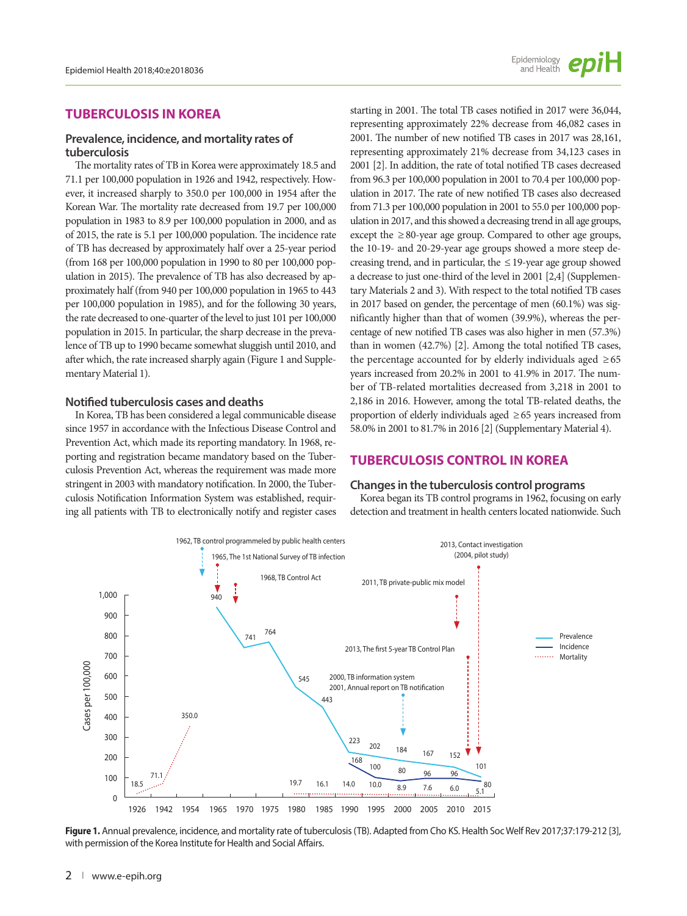# TUBERCULOSIS IN KOREA

## Prevalence, incidence, and mortality rates of tuberculosis

The mortality rates of TB in Korea were approximately 18.5 and 71.1 per 100,000 population in 1926 and 1942, respectively. However, it increased sharply to 350.0 per 100,000 in 1954 after the Korean War. The mortality rate decreased from 19.7 per 100,000 population in 1983 to 8.9 per 100,000 population in 2000, and as of 2015, the rate is 5.1 per 100,000 population. The incidence rate of TB has decreased by approximately half over a 25-year period (from 168 per 100,000 population in 1990 to 80 per 100,000 population in 2015). The prevalence of TB has also decreased by approximately half (from 940 per 100,000 population in 1965 to 443 per 100,000 population in 1985), and for the following 30 years, the rate decreased to one-quarter of the level to just 101 per 100,000 population in 2015. In particular, the sharp decrease in the prevalence of TB up to 1990 became somewhat sluggish until 2010, and after which, the rate increased sharply again (Figure 1 and Supplementary Material 1).

## Notified tuberculosis cases and deaths

In Korea, TB has been considered a legal communicable disease since 1957 in accordance with the Infectious Disease Control and Prevention Act, which made its reporting mandatory. In 1968, reporting and registration became mandatory based on the Tuberculosis Prevention Act, whereas the requirement was made more stringent in 2003 with mandatory notification. In 2000, the Tuberculosis Notification Information System was established, requiring all patients with TB to electronically notify and register cases starting in 2001. The total TB cases notified in 2017 were 36,044, representing approximately 22% decrease from 46,082 cases in 2001. The number of new notified TB cases in 2017 was 28,161, representing approximately 21% decrease from 34,123 cases in 2001 [2]. In addition, the rate of total notified TB cases decreased from 96.3 per 100,000 population in 2001 to 70.4 per 100,000 population in 2017. The rate of new notified TB cases also decreased from 71.3 per 100,000 population in 2001 to 55.0 per 100,000 population in 2017, and this showed a decreasing trend in all age groups, except the ≥80-year age group. Compared to other age groups, the 10-19- and 20-29-year age groups showed a more steep decreasing trend, and in particular, the ≤19-year age group showed a decrease to just one-third of the level in 2001 [2,4] (Supplementary Materials 2 and 3). With respect to the total notified TB cases in 2017 based on gender, the percentage of men (60.1%) was significantly higher than that of women (39.9%), whereas the percentage of new notified TB cases was also higher in men (57.3%) than in women (42.7%) [2]. Among the total notified TB cases, the percentage accounted for by elderly individuals aged ≥65 years increased from 20.2% in 2001 to 41.9% in 2017. The number of TB-related mortalities decreased from 3,218 in 2001 to 2,186 in 2016. However, among the total TB-related deaths, the proportion of elderly individuals aged ≥65 years increased from 58.0% in 2001 to 81.7% in 2016 [2] (Supplementary Material 4).

# TUBERCULOSIS CONTROL IN KOREA

## Changes in the tuberculosis control programs

Korea began its TB control programs in 1962, focusing on early detection and treatment in health centers located nationwide. Such

**Figure 1.** Annual prevalence, incidence, and mortality rate of tuberculosis (TB). Adapted from Cho KS. Health Soc Welf Rev 2017;37:179-212 [3], with permission of the Korea Institute for Health and Social Affairs.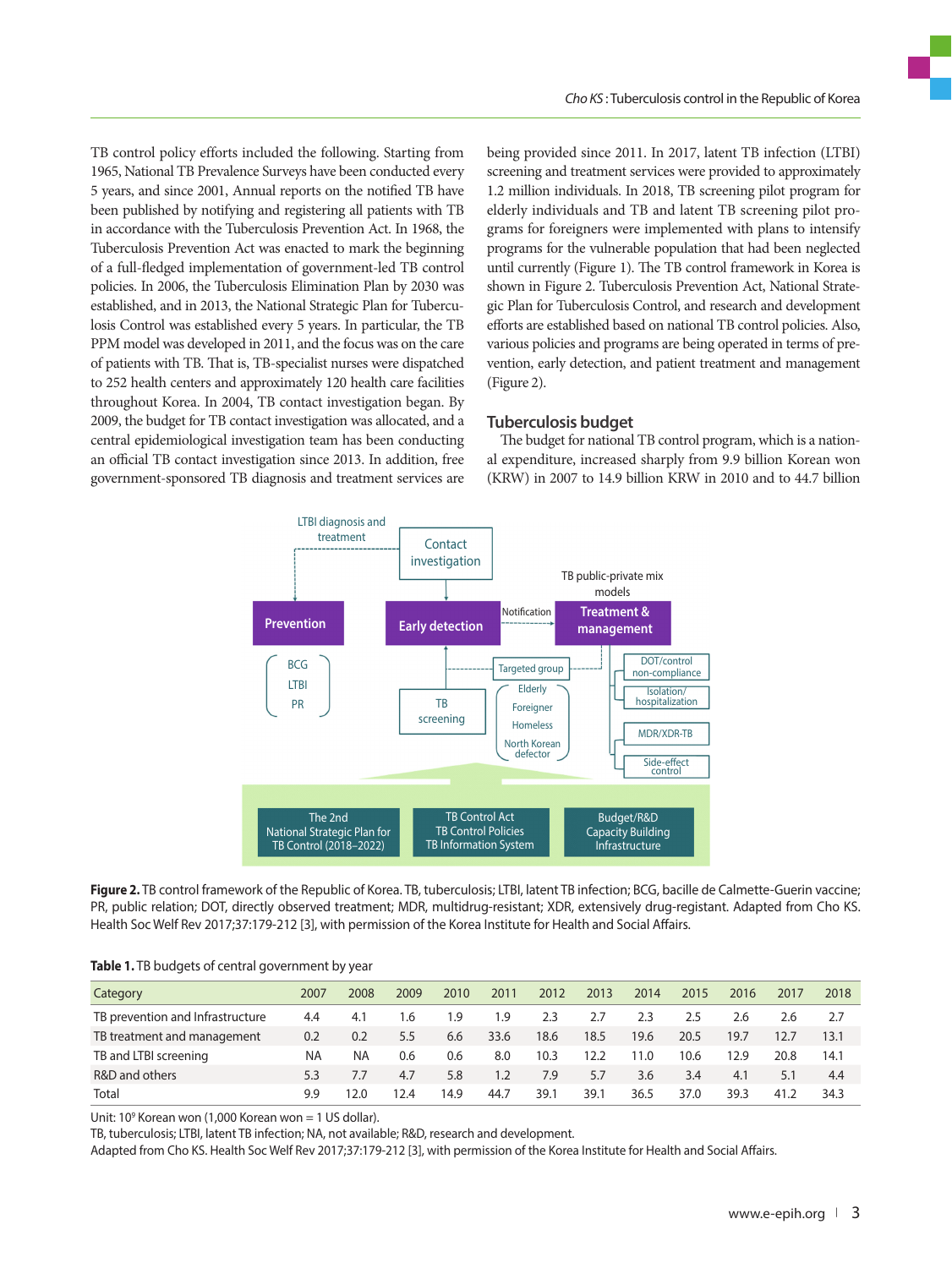TB control policy efforts included the following. Starting from 1965, National TB Prevalence Surveys have been conducted every 5 years, and since 2001, Annual reports on the notified TB have been published by notifying and registering all patients with TB in accordance with the Tuberculosis Prevention Act. In 1968, the Tuberculosis Prevention Act was enacted to mark the beginning of a full-fledged implementation of government-led TB control policies. In 2006, the Tuberculosis Elimination Plan by 2030 was established, and in 2013, the National Strategic Plan for Tuberculosis Control was established every 5 years. In particular, the TB PPM model was developed in 2011, and the focus was on the care of patients with TB. That is, TB-specialist nurses were dispatched to 252 health centers and approximately 120 health care facilities throughout Korea. In 2004, TB contact investigation began. By 2009, the budget for TB contact investigation was allocated, and a central epidemiological investigation team has been conducting an official TB contact investigation since 2013. In addition, free government-sponsored TB diagnosis and treatment services are being provided since 2011. In 2017, latent TB infection (LTBI) screening and treatment services were provided to approximately 1.2 million individuals. In 2018, TB screening pilot program for elderly individuals and TB and latent TB screening pilot programs for foreigners were implemented with plans to intensify programs for the vulnerable population that had been neglected until currently (Figure 1). The TB control framework in Korea is shown in Figure 2. Tuberculosis Prevention Act, National Strategic Plan for Tuberculosis Control, and research and development efforts are established based on national TB control policies. Also, various policies and programs are being operated in terms of prevention, early detection, and patient treatment and management (Figure 2).

## Tuberculosis budget

The budget for national TB control program, which is a national expenditure, increased sharply from 9.9 billion Korean won (KRW) in 2007 to 14.9 billion KRW in 2010 and to 44.7 billion

**Figure 2.** TB control framework of the Republic of Korea. TB, tuberculosis; LTBI, latent TB infection; BCG, bacille de Calmette-Guerin vaccine; PR, public relation; DOT, directly observed treatment; MDR, multidrug-resistant; XDR, extensively drug-registant. Adapted from Cho KS. Health Soc Welf Rev 2017;37:179-212 [3], with permission of the Korea Institute for Health and Social Affairs.

**Table 1.** TB budgets of central government by year

| Category | 2007 | 2008 | 2009 | 2010 | 2011 | 2012 | 2013 | 2014 | 2015 | 2016 | 2017 | 2018 |
|---|---|---|---|---|---|---|---|---|---|---|---|---|
| TB prevention and Infrastructure | 4.4 | 4.1 | 1.6 | 1.9 | 1.9 | 2.3 | 2.7 | 2.3 | 2.5 | 2.6 | 2.6 | 2.7 |
| TB treatment and management | 0.2 | 0.2 | 5.5 | 6.6 | 33.6 | 18.6 | 18.5 | 19.6 | 20.5 | 19.7 | 12.7 | 13.1 |
| TB and LTBI screening | NA | NA | 0.6 | 0.6 | 8.0 | 10.3 | 12.2 | 11.0 | 10.6 | 12.9 | 20.8 | 14.1 |
| R&D and others | 5.3 | 7.7 | 4.7 | 5.8 | 1.2 | 7.9 | 5.7 | 3.6 | 3.4 | 4.1 | 5.1 | 4.4 |
| Total | 9.9 | 12.0 | 12.4 | 14.9 | 44.7 | 39.1 | 39.1 | 36.5 | 37.0 | 39.3 | 41.2 | 34.3 |

Unit: $10^9$ Korean won (1,000 Korean won = 1 US dollar).
TB, tuberculosis; LTBI, latent TB infection; NA, not available; R&D, research and development.
Adapted from Cho KS. Health Soc Welf Rev 2017;37:179-212 [3], with permission of the Korea Institute for Health and Social Affairs.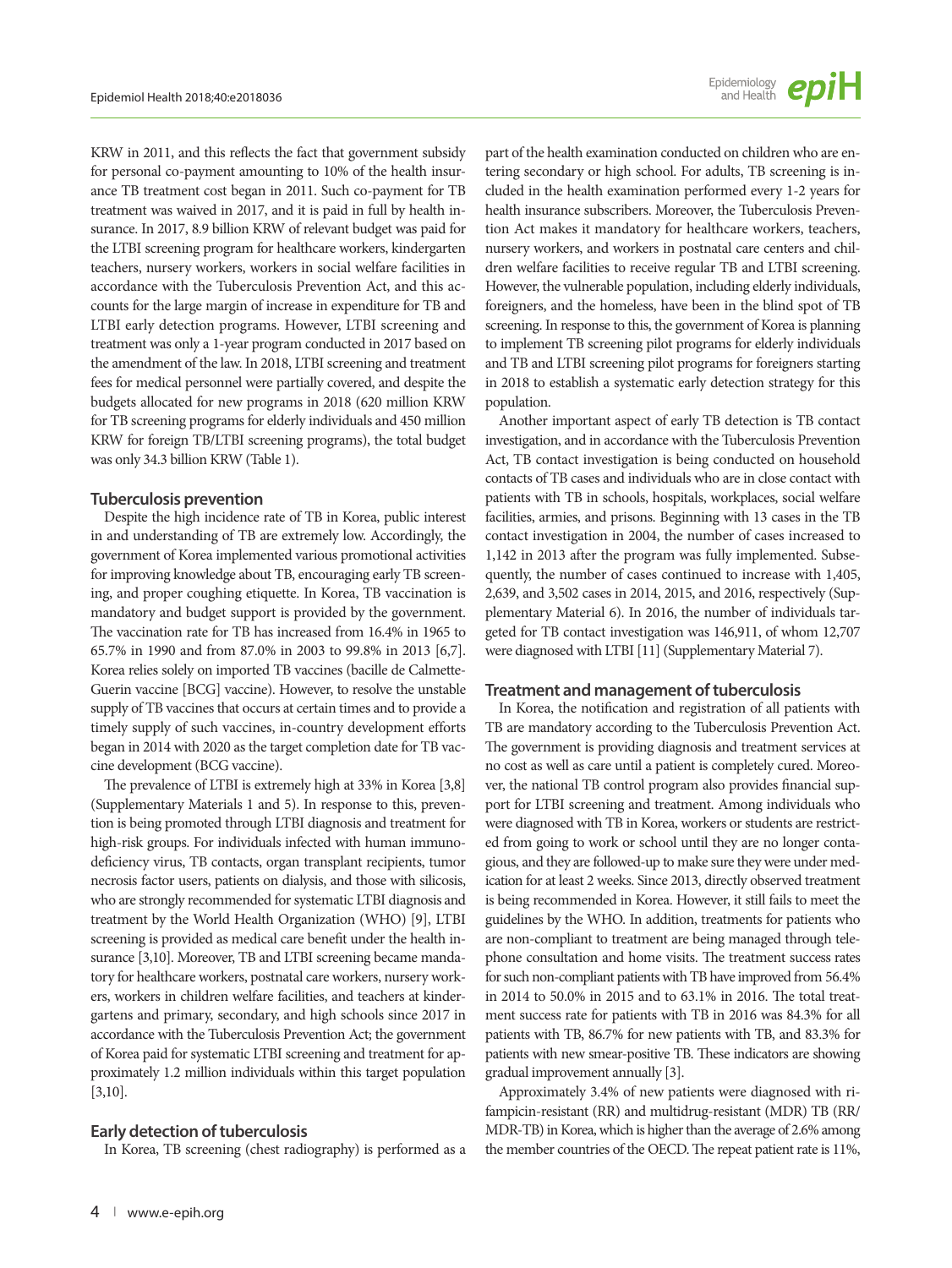KRW in 2011, and this reflects the fact that government subsidy for personal co-payment amounting to 10% of the health insurance TB treatment cost began in 2011. Such co-payment for TB treatment was waived in 2017, and it is paid in full by health insurance. In 2017, 8.9 billion KRW of relevant budget was paid for the LTBI screening program for healthcare workers, kindergarten teachers, nursery workers, workers in social welfare facilities in accordance with the Tuberculosis Prevention Act, and this accounts for the large margin of increase in expenditure for TB and LTBI early detection programs. However, LTBI screening and treatment was only a 1-year program conducted in 2017 based on the amendment of the law. In 2018, LTBI screening and treatment fees for medical personnel were partially covered, and despite the budgets allocated for new programs in 2018 (620 million KRW for TB screening programs for elderly individuals and 450 million KRW for foreign TB/LTBI screening programs), the total budget was only 34.3 billion KRW (Table 1).

### Tuberculosis prevention

Despite the high incidence rate of TB in Korea, public interest in and understanding of TB are extremely low. Accordingly, the government of Korea implemented various promotional activities for improving knowledge about TB, encouraging early TB screening, and proper coughing etiquette. In Korea, TB vaccination is mandatory and budget support is provided by the government. The vaccination rate for TB has increased from 16.4% in 1965 to 65.7% in 1990 and from 87.0% in 2003 to 99.8% in 2013 [6,7]. Korea relies solely on imported TB vaccines (bacille de Calmette-Guerin vaccine [BCG] vaccine). However, to resolve the unstable supply of TB vaccines that occurs at certain times and to provide a timely supply of such vaccines, in-country development efforts began in 2014 with 2020 as the target completion date for TB vaccine development (BCG vaccine).

The prevalence of LTBI is extremely high at 33% in Korea [3,8] (Supplementary Materials 1 and 5). In response to this, prevention is being promoted through LTBI diagnosis and treatment for high-risk groups. For individuals infected with human immunodeficiency virus, TB contacts, organ transplant recipients, tumor necrosis factor users, patients on dialysis, and those with silicosis, who are strongly recommended for systematic LTBI diagnosis and treatment by the World Health Organization (WHO) [9], LTBI screening is provided as medical care benefit under the health insurance [3,10]. Moreover, TB and LTBI screening became mandatory for healthcare workers, postnatal care workers, nursery workers, workers in children welfare facilities, and teachers at kindergartens and primary, secondary, and high schools since 2017 in accordance with the Tuberculosis Prevention Act; the government of Korea paid for systematic LTBI screening and treatment for approximately 1.2 million individuals within this target population [3,10].

### Early detection of tuberculosis

In Korea, TB screening (chest radiography) is performed as a part of the health examination conducted on children who are entering secondary or high school. For adults, TB screening is included in the health examination performed every 1-2 years for health insurance subscribers. Moreover, the Tuberculosis Prevention Act makes it mandatory for healthcare workers, teachers, nursery workers, and workers in postnatal care centers and children welfare facilities to receive regular TB and LTBI screening. However, the vulnerable population, including elderly individuals, foreigners, and the homeless, have been in the blind spot of TB screening. In response to this, the government of Korea is planning to implement TB screening pilot programs for elderly individuals and TB and LTBI screening pilot programs for foreigners starting in 2018 to establish a systematic early detection strategy for this population.

Another important aspect of early TB detection is TB contact investigation, and in accordance with the Tuberculosis Prevention Act, TB contact investigation is being conducted on household contacts of TB cases and individuals who are in close contact with patients with TB in schools, hospitals, workplaces, social welfare facilities, armies, and prisons. Beginning with 13 cases in the TB contact investigation in 2004, the number of cases increased to 1,142 in 2013 after the program was fully implemented. Subsequently, the number of cases continued to increase with 1,405, 2,639, and 3,502 cases in 2014, 2015, and 2016, respectively (Supplementary Material 6). In 2016, the number of individuals targeted for TB contact investigation was 146,911, of whom 12,707 were diagnosed with LTBI [11] (Supplementary Material 7).

### Treatment and management of tuberculosis

In Korea, the notification and registration of all patients with TB are mandatory according to the Tuberculosis Prevention Act. The government is providing diagnosis and treatment services at no cost as well as care until a patient is completely cured. Moreover, the national TB control program also provides financial support for LTBI screening and treatment. Among individuals who were diagnosed with TB in Korea, workers or students are restricted from going to work or school until they are no longer contagious, and they are followed-up to make sure they were under medication for at least 2 weeks. Since 2013, directly observed treatment is being recommended in Korea. However, it still fails to meet the guidelines by the WHO. In addition, treatments for patients who are non-compliant to treatment are being managed through telephone consultation and home visits. The treatment success rates for such non-compliant patients with TB have improved from 56.4% in 2014 to 50.0% in 2015 and to 63.1% in 2016. The total treatment success rate for patients with TB in 2016 was 84.3% for all patients with TB, 86.7% for new patients with TB, and 83.3% for patients with new smear-positive TB. These indicators are showing gradual improvement annually [3].

Approximately 3.4% of new patients were diagnosed with rifampicin-resistant (RR) and multidrug-resistant (MDR) TB (RR/MDR-TB) in Korea, which is higher than the average of 2.6% among the member countries of the OECD. The repeat patient rate is 11%,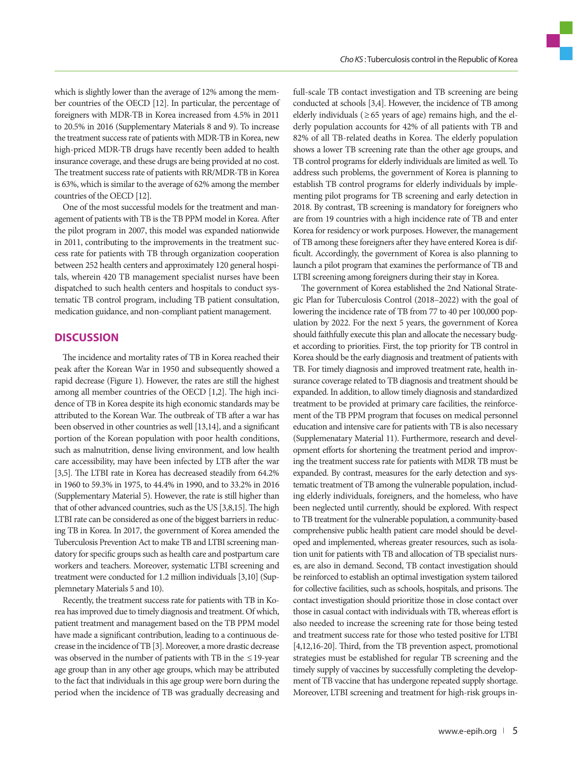which is slightly lower than the average of 12% among the member countries of the OECD [12]. In particular, the percentage of foreigners with MDR-TB in Korea increased from 4.5% in 2011 to 20.5% in 2016 (Supplementary Materials 8 and 9). To increase the treatment success rate of patients with MDR-TB in Korea, new high-priced MDR-TB drugs have recently been added to health insurance coverage, and these drugs are being provided at no cost. The treatment success rate of patients with RR/MDR-TB in Korea is 63%, which is similar to the average of 62% among the member countries of the OECD [12].

One of the most successful models for the treatment and management of patients with TB is the TB PPM model in Korea. After the pilot program in 2007, this model was expanded nationwide in 2011, contributing to the improvements in the treatment success rate for patients with TB through organization cooperation between 252 health centers and approximately 120 general hospitals, wherein 420 TB management specialist nurses have been dispatched to such health centers and hospitals to conduct systematic TB control program, including TB patient consultation, medication guidance, and non-compliant patient management.

## DISCUSSION

The incidence and mortality rates of TB in Korea reached their peak after the Korean War in 1950 and subsequently showed a rapid decrease (Figure 1). However, the rates are still the highest among all member countries of the OECD [1,2]. The high incidence of TB in Korea despite its high economic standards may be attributed to the Korean War. The outbreak of TB after a war has been observed in other countries as well [13,14], and a significant portion of the Korean population with poor health conditions, such as malnutrition, dense living environment, and low health care accessibility, may have been infected by LTB after the war [3,5]. The LTBI rate in Korea has decreased steadily from 64.2% in 1960 to 59.3% in 1975, to 44.4% in 1990, and to 33.2% in 2016 (Supplementary Material 5). However, the rate is still higher than that of other advanced countries, such as the US [3,8,15]. The high LTBI rate can be considered as one of the biggest barriers in reducing TB in Korea. In 2017, the government of Korea amended the Tuberculosis Prevention Act to make TB and LTBI screening mandatory for specific groups such as health care and postpartum care workers and teachers. Moreover, systematic LTBI screening and treatment were conducted for 1.2 million individuals [3,10] (Suppplemnetary Materials 5 and 10).

Recently, the treatment success rate for patients with TB in Korea has improved due to timely diagnosis and treatment. Of which, patient treatment and management based on the TB PPM model have made a significant contribution, leading to a continuous decrease in the incidence of TB [3]. Moreover, a more drastic decrease was observed in the number of patients with TB in the ≤19-year age group than in any other age groups, which may be attributed to the fact that individuals in this age group were born during the period when the incidence of TB was gradually decreasing and full-scale TB contact investigation and TB screening are being conducted at schools [3,4]. However, the incidence of TB among elderly individuals (≥65 years of age) remains high, and the elderly population accounts for 42% of all patients with TB and 82% of all TB-related deaths in Korea. The elderly population shows a lower TB screening rate than the other age groups, and TB control programs for elderly individuals are limited as well. To address such problems, the government of Korea is planning to establish TB control programs for elderly individuals by implementing pilot programs for TB screening and early detection in 2018. By contrast, TB screening is mandatory for foreigners who are from 19 countries with a high incidence rate of TB and enter Korea for residency or work purposes. However, the management of TB among these foreigners after they have entered Korea is difficult. Accordingly, the government of Korea is also planning to launch a pilot program that examines the performance of TB and LTBI screening among foreigners during their stay in Korea.

The government of Korea established the 2nd National Strategic Plan for Tuberculosis Control (2018–2022) with the goal of lowering the incidence rate of TB from 77 to 40 per 100,000 population by 2022. For the next 5 years, the government of Korea should faithfully execute this plan and allocate the necessary budget according to priorities. First, the top priority for TB control in Korea should be the early diagnosis and treatment of patients with TB. For timely diagnosis and improved treatment rate, health insurance coverage related to TB diagnosis and treatment should be expanded. In addition, to allow timely diagnosis and standardized treatment to be provided at primary care facilities, the reinforcement of the TB PPM program that focuses on medical personnel education and intensive care for patients with TB is also necessary (Supplemenatary Material 11). Furthermore, research and development efforts for shortening the treatment period and improving the treatment success rate for patients with MDR TB must be expanded. By contrast, measures for the early detection and systematic treatment of TB among the vulnerable population, including elderly individuals, foreigners, and the homeless, who have been neglected until currently, should be explored. With respect to TB treatment for the vulnerable population, a community-based comprehensive public health patient care model should be developed and implemented, whereas greater resources, such as isolation unit for patients with TB and allocation of TB specialist nurses, are also in demand. Second, TB contact investigation should be reinforced to establish an optimal investigation system tailored for collective facilities, such as schools, hospitals, and prisons. The contact investigation should prioritize those in close contact over those in casual contact with individuals with TB, whereas effort is also needed to increase the screening rate for those being tested and treatment success rate for those who tested positive for LTBI [4,12,16-20]. Third, from the TB prevention aspect, promotional strategies must be established for regular TB screening and the timely supply of vaccines by successfully completing the development of TB vaccine that has undergone repeated supply shortage. Moreover, LTBI screening and treatment for high-risk groups in-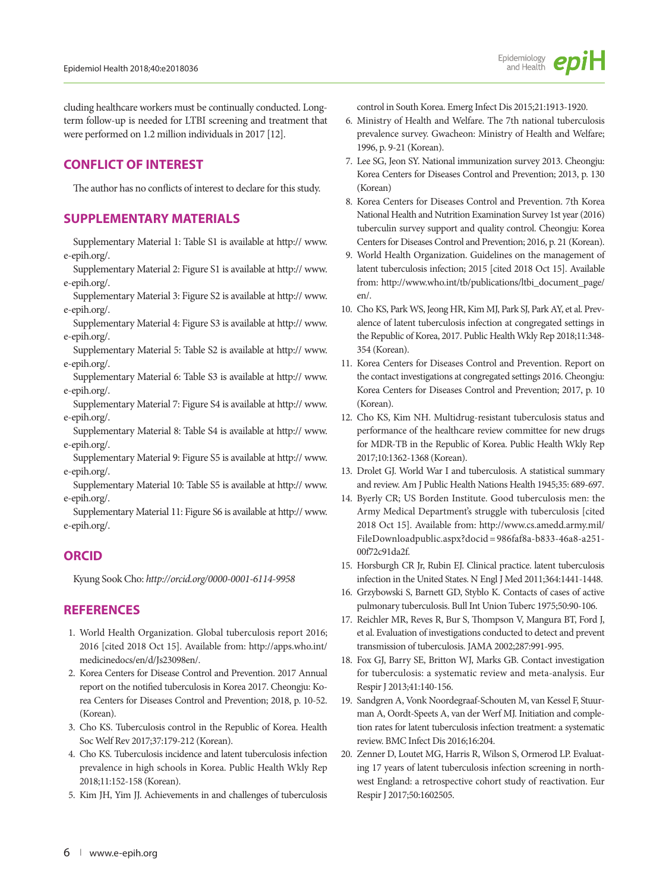cluding healthcare workers must be continually conducted. Long-term follow-up is needed for LTBI screening and treatment that were performed on 1.2 million individuals in 2017 [12].

## CONFLICT OF INTEREST

The author has no conflicts of interest to declare for this study.

## SUPPLEMENTARY MATERIALS

Supplementary Material 1: Table S1 is available at http:// www.e-epih.org/.

Supplementary Material 2: Figure S1 is available at http:// www.e-epih.org/.

Supplementary Material 3: Figure S2 is available at http:// www.e-epih.org/.

Supplementary Material 4: Figure S3 is available at http:// www.e-epih.org/.

Supplementary Material 5: Table S2 is available at http:// www.e-epih.org/.

Supplementary Material 6: Table S3 is available at http:// www.e-epih.org/.

Supplementary Material 7: Figure S4 is available at http:// www.e-epih.org/.

Supplementary Material 8: Table S4 is available at http:// www.e-epih.org/.

Supplementary Material 9: Figure S5 is available at http:// www.e-epih.org/.

Supplementary Material 10: Table S5 is available at http:// www.e-epih.org/.

Supplementary Material 11: Figure S6 is available at http:// www.e-epih.org/.

## ORCID

Kyung Sook Cho: *http://orcid.org/0000-0001-6114-9958*

## REFERENCES

1. World Health Organization. Global tuberculosis report 2016; 2016 [cited 2018 Oct 15]. Available from: http://apps.who.int/medicinedocs/en/d/Js23098en/.
2. Korea Centers for Disease Control and Prevention. 2017 Annual report on the notified tuberculosis in Korea 2017. Cheongju: Korea Centers for Diseases Control and Prevention; 2018, p. 10-52. (Korean).
3. Cho KS. Tuberculosis control in the Republic of Korea. Health Soc Welf Rev 2017;37:179-212 (Korean).
4. Cho KS. Tuberculosis incidence and latent tuberculosis infection prevalence in high schools in Korea. Public Health Wkly Rep 2018;11:152-158 (Korean).
5. Kim JH, Yim JJ. Achievements in and challenges of tuberculosis control in South Korea. Emerg Infect Dis 2015;21:1913-1920.
6. Ministry of Health and Welfare. The 7th national tuberculosis prevalence survey. Gwacheon: Ministry of Health and Welfare; 1996, p. 9-21 (Korean).
7. Lee SG, Jeon SY. National immunization survey 2013. Cheongju: Korea Centers for Diseases Control and Prevention; 2013, p. 130 (Korean)
8. Korea Centers for Diseases Control and Prevention. 7th Korea National Health and Nutrition Examination Survey 1st year (2016) tuberculin survey support and quality control. Cheongju: Korea Centers for Diseases Control and Prevention; 2016, p. 21 (Korean).
9. World Health Organization. Guidelines on the management of latent tuberculosis infection; 2015 [cited 2018 Oct 15]. Available from: http://www.who.int/tb/publications/ltbi_document_page/en/.
10. Cho KS, Park WS, Jeong HR, Kim MJ, Park SJ, Park AY, et al. Prevalence of latent tuberculosis infection at congregated settings in the Republic of Korea, 2017. Public Health Wkly Rep 2018;11:348-354 (Korean).
11. Korea Centers for Diseases Control and Prevention. Report on the contact investigations at congregated settings 2016. Cheongju: Korea Centers for Diseases Control and Prevention; 2017, p. 10 (Korean).
12. Cho KS, Kim NH. Multidrug-resistant tuberculosis status and performance of the healthcare review committee for new drugs for MDR-TB in the Republic of Korea. Public Health Wkly Rep 2017;10:1362-1368 (Korean).
13. Drolet GJ. World War I and tuberculosis. A statistical summary and review. Am J Public Health Nations Health 1945;35: 689-697.
14. Byerly CR; US Borden Institute. Good tuberculosis men: the Army Medical Department's struggle with tuberculosis [cited 2018 Oct 15]. Available from: http://www.cs.amedd.army.mil/FileDownloadpublic.aspx?docid=986faf8a-b833-46a8-a251-00f72c91da2f.
15. Horsburgh CR Jr, Rubin EJ. Clinical practice. latent tuberculosis infection in the United States. N Engl J Med 2011;364:1441-1448.
16. Grzybowski S, Barnett GD, Styblo K. Contacts of cases of active pulmonary tuberculosis. Bull Int Union Tuberc 1975;50:90-106.
17. Reichler MR, Reves R, Bur S, Thompson V, Mangura BT, Ford J, et al. Evaluation of investigations conducted to detect and prevent transmission of tuberculosis. JAMA 2002;287:991-995.
18. Fox GJ, Barry SE, Britton WJ, Marks GB. Contact investigation for tuberculosis: a systematic review and meta-analysis. Eur Respir J 2013;41:140-156.
19. Sandgren A, Vonk Noordegraaf-Schouten M, van Kessel F, Stuurman A, Oordt-Speets A, van der Werf MJ. Initiation and completion rates for latent tuberculosis infection treatment: a systematic review. BMC Infect Dis 2016;16:204.
20. Zenner D, Loutet MG, Harris R, Wilson S, Ormerod LP. Evaluating 17 years of latent tuberculosis infection screening in northwest England: a retrospective cohort study of reactivation. Eur Respir J 2017;50:1602505.